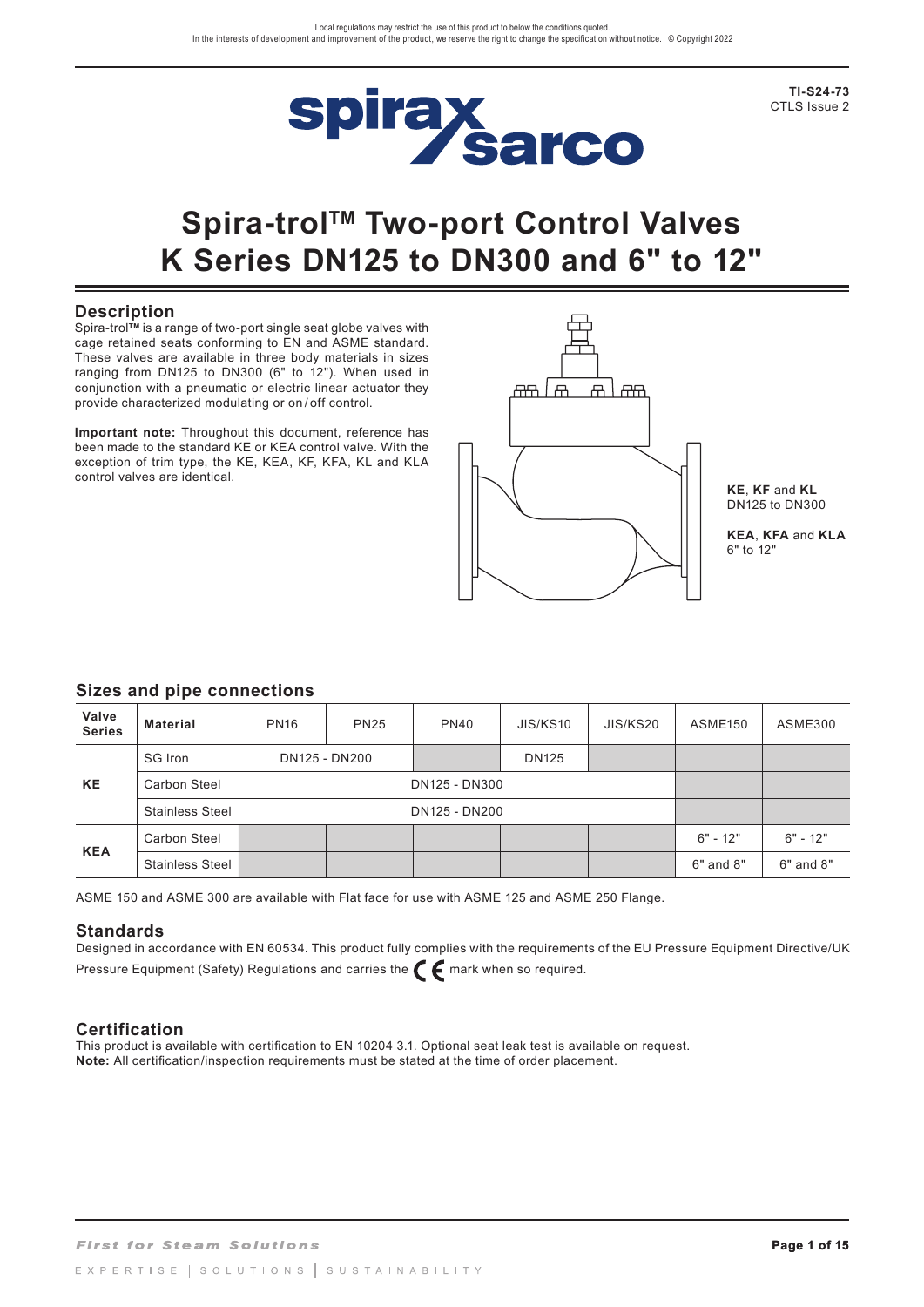Local regulations may restrict the use of this product to below the conditions quoted.
In the interests of development and improvement of the product, we reserve the right to change the specification without notice. © Copyright 2022

**TI-S24-73**
CTLS Issue 2

# Spira-trol™ Two-port Control Valves K Series DN125 to DN300 and 6" to 12"

## Description

Spira-trol™ is a range of two-port single seat globe valves with cage retained seats conforming to EN and ASME standard. These valves are available in three body materials in sizes ranging from DN125 to DN300 (6" to 12"). When used in conjunction with a pneumatic or electric linear actuator they provide characterized modulating or on/off control.

**Important note:** Throughout this document, reference has been made to the standard KE or KEA control valve. With the exception of trim type, the KE, KEA, KF, KFA, KL and KLA control valves are identical.

**KE**, **KF** and **KL**
DN125 to DN300

**KEA**, **KFA** and **KLA**
6" to 12"

## Sizes and pipe connections

| Valve Series | Material | PN16 | PN25 | PN40 | JIS/KS10 | JIS/KS20 | ASME150 | ASME300 |
|---|---|---|---|---|---|---|---|---|
| KE | SG Iron | DN125 - DN200 | | | DN125 | | | |
| | Carbon Steel | DN125 - DN300 | | | | | | |
| | Stainless Steel | DN125 - DN200 | | | | | | |
| KEA | Carbon Steel | | | | | | 6" - 12" | 6" - 12" |
| | Stainless Steel | | | | | | 6" and 8" | 6" and 8" |

ASME 150 and ASME 300 are available with Flat face for use with ASME 125 and ASME 250 Flange.

## Standards

Designed in accordance with EN 60534. This product fully complies with the requirements of the EU Pressure Equipment Directive/UK Pressure Equipment (Safety) Regulations and carries the CE mark when so required.

## Certification

This product is available with certification to EN 10204 3.1. Optional seat leak test is available on request.
**Note:** All certification/inspection requirements must be stated at the time of order placement.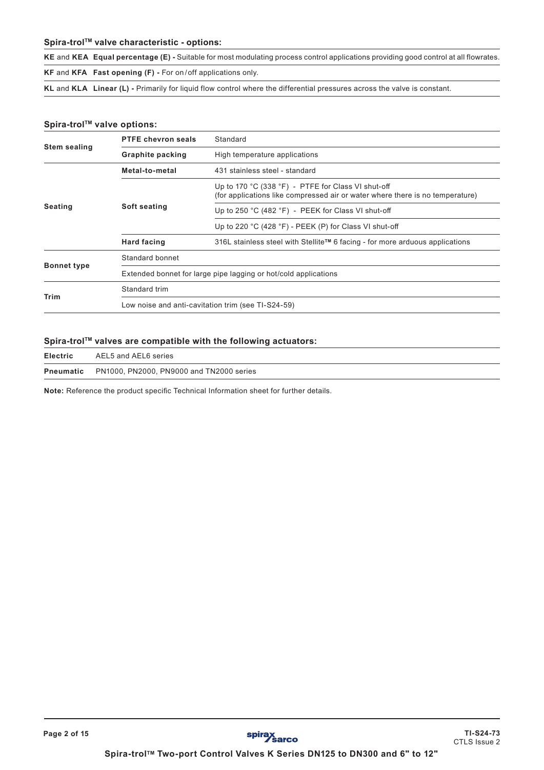### Spira-trol™ valve characteristic - options:

| | |
|---|---|
| **KE** and **KEA** | **Equal percentage (E) -** Suitable for most modulating process control applications providing good control at all flowrates. |
| **KF** and **KFA** | **Fast opening (F) -** For on/off applications only. |
| **KL** and **KLA** | **Linear (L) -** Primarily for liquid flow control where the differential pressures across the valve is constant. |

### Spira-trol™ valve options:

| | | |
|---|---|---|
| **Stem sealing** | **PTFE chevron seals** | Standard |
| | **Graphite packing** | High temperature applications |
| **Seating** | **Metal-to-metal** | 431 stainless steel - standard |
| | **Soft seating** | Up to 170 °C (338 °F) - PTFE for Class VI shut-off (for applications like compressed air or water where there is no temperature) |
| | | Up to 250 °C (482 °F) - PEEK for Class VI shut-off |
| | | Up to 220 °C (428 °F) - PEEK (P) for Class VI shut-off |
| | **Hard facing** | 316L stainless steel with Stellite™ 6 facing - for more arduous applications |
| **Bonnet type** | Standard bonnet | |
| | Extended bonnet for large pipe lagging or hot/cold applications | |
| **Trim** | Standard trim | |
| | Low noise and anti-cavitation trim (see TI-S24-59) | |

### Spira-trol™ valves are compatible with the following actuators:

| | |
|---|---|
| **Electric** | AEL5 and AEL6 series |
| **Pneumatic** | PN1000, PN2000, PN9000 and TN2000 series |

**Note:** Reference the product specific Technical Information sheet for further details.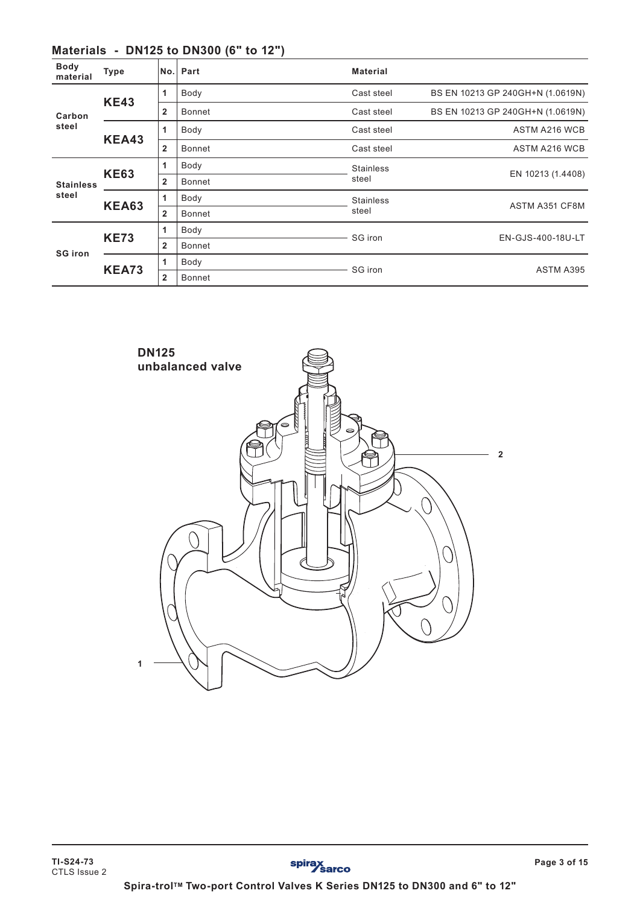## Materials - DN125 to DN300 (6" to 12")

| Body material | Type | No. | Part | Material | |
|---|---|---|---|---|---|
| Carbon steel | KE43 | 1 | Body | Cast steel | BS EN 10213 GP 240GH+N (1.0619N) |
| | | 2 | Bonnet | Cast steel | BS EN 10213 GP 240GH+N (1.0619N) |
| | KEA43 | 1 | Body | Cast steel | ASTM A216 WCB |
| | | 2 | Bonnet | Cast steel | ASTM A216 WCB |
| Stainless steel | KE63 | 1 | Body | Stainless steel | EN 10213 (1.4408) |
| | | 2 | Bonnet | | |
| | KEA63 | 1 | Body | Stainless steel | ASTM A351 CF8M |
| | | 2 | Bonnet | | |
| SG iron | KE73 | 1 | Body | SG iron | EN-GJS-400-18U-LT |
| | | 2 | Bonnet | | |
| | KEA73 | 1 | Body | SG iron | ASTM A395 |
| | | 2 | Bonnet | | |

**DN125 unbalanced valve**

1

2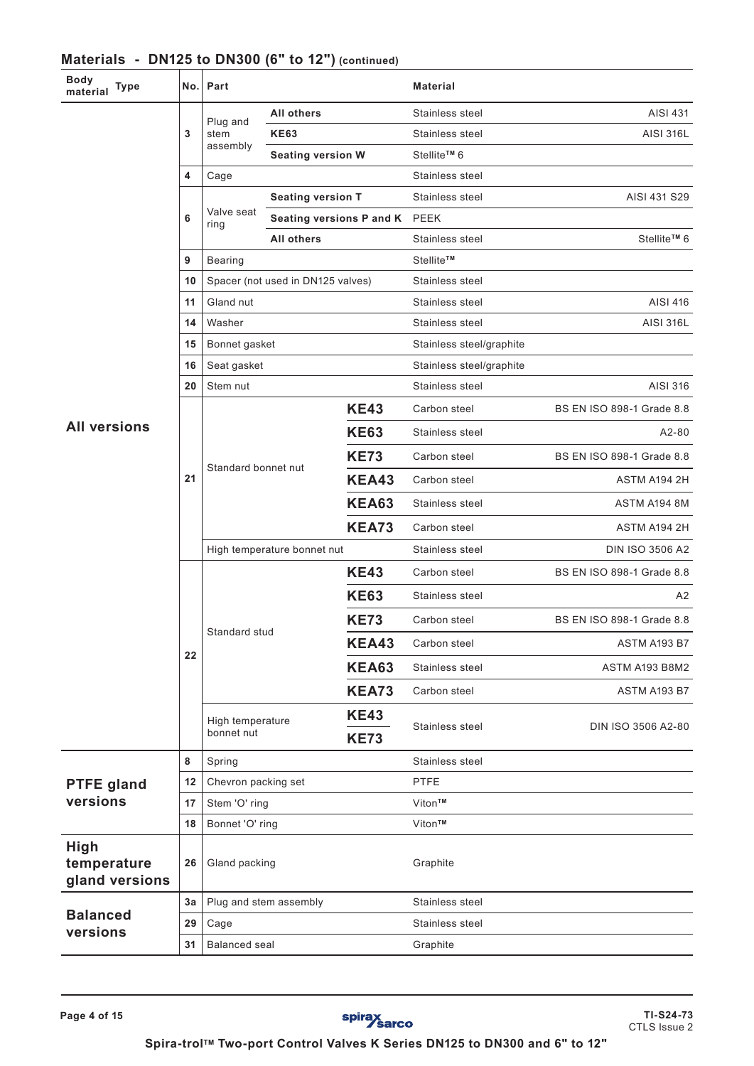## Materials - DN125 to DN300 (6" to 12") (continued)

| Body material Type | No. | Part | | | Material | |
|---|---|---|---|---|---|---|
| **All versions** | 3 | Plug and stem assembly | **All others** | | Stainless steel | AISI 431 |
| | | | **KE63** | | Stainless steel | AISI 316L |
| | | | **Seating version W** | | Stellite™ 6 | |
| | 4 | Cage | | | Stainless steel | |
| | 6 | Valve seat ring | **Seating version T** | | Stainless steel | AISI 431 S29 |
| | | | **Seating versions P and K** | | PEEK | |
| | | | **All others** | | Stainless steel | Stellite™ 6 |
| | 9 | Bearing | | | Stellite™ | |
| | 10 | Spacer (not used in DN125 valves) | | | Stainless steel | |
| | 11 | Gland nut | | | Stainless steel | AISI 416 |
| | 14 | Washer | | | Stainless steel | AISI 316L |
| | 15 | Bonnet gasket | | | Stainless steel/graphite | |
| | 16 | Seat gasket | | | Stainless steel/graphite | |
| | 20 | Stem nut | | | Stainless steel | AISI 316 |
| | 21 | Standard bonnet nut | | **KE43** | Carbon steel | BS EN ISO 898-1 Grade 8.8 |
| | | | | **KE63** | Stainless steel | A2-80 |
| | | | | **KE73** | Carbon steel | BS EN ISO 898-1 Grade 8.8 |
| | | | | **KEA43** | Carbon steel | ASTM A194 2H |
| | | | | **KEA63** | Stainless steel | ASTM A194 8M |
| | | | | **KEA73** | Carbon steel | ASTM A194 2H |
| | | High temperature bonnet nut | | | Stainless steel | DIN ISO 3506 A2 |
| | 22 | Standard stud | | **KE43** | Carbon steel | BS EN ISO 898-1 Grade 8.8 |
| | | | | **KE63** | Stainless steel | A2 |
| | | | | **KE73** | Carbon steel | BS EN ISO 898-1 Grade 8.8 |
| | | | | **KEA43** | Carbon steel | ASTM A193 B7 |
| | | | | **KEA63** | Stainless steel | ASTM A193 B8M2 |
| | | | | **KEA73** | Carbon steel | ASTM A193 B7 |
| | | High temperature bonnet nut | | **KE43** **KE73** | Stainless steel | DIN ISO 3506 A2-80 |
| **PTFE gland versions** | 8 | Spring | | | Stainless steel | |
| | 12 | Chevron packing set | | | PTFE | |
| | 17 | Stem 'O' ring | | | Viton™ | |
| | 18 | Bonnet 'O' ring | | | Viton™ | |
| **High temperature gland versions** | 26 | Gland packing | | | Graphite | |
| **Balanced versions** | 3a | Plug and stem assembly | | | Stainless steel | |
| | 29 | Cage | | | Stainless steel | |
| | 31 | Balanced seal | | | Graphite | |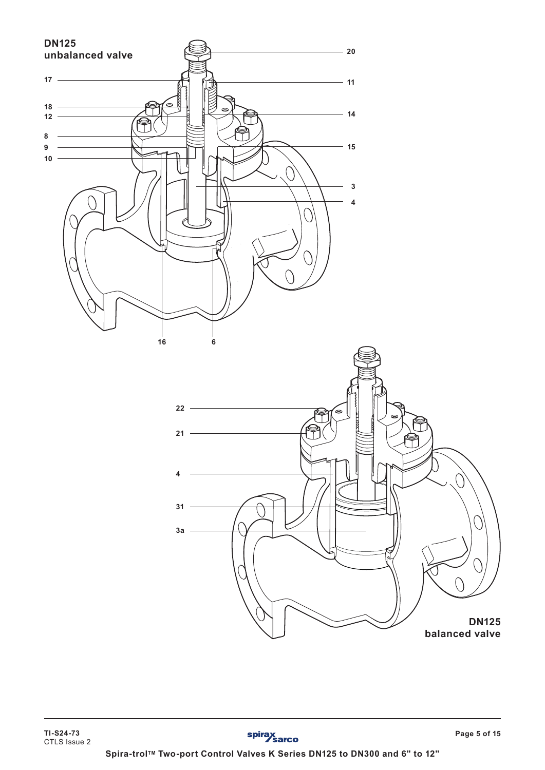**DN125 unbalanced valve**

20
17
11
18
12
14
8
9
15
10
3
4
16
6

22
21
4
31
3a

**DN125 balanced valve**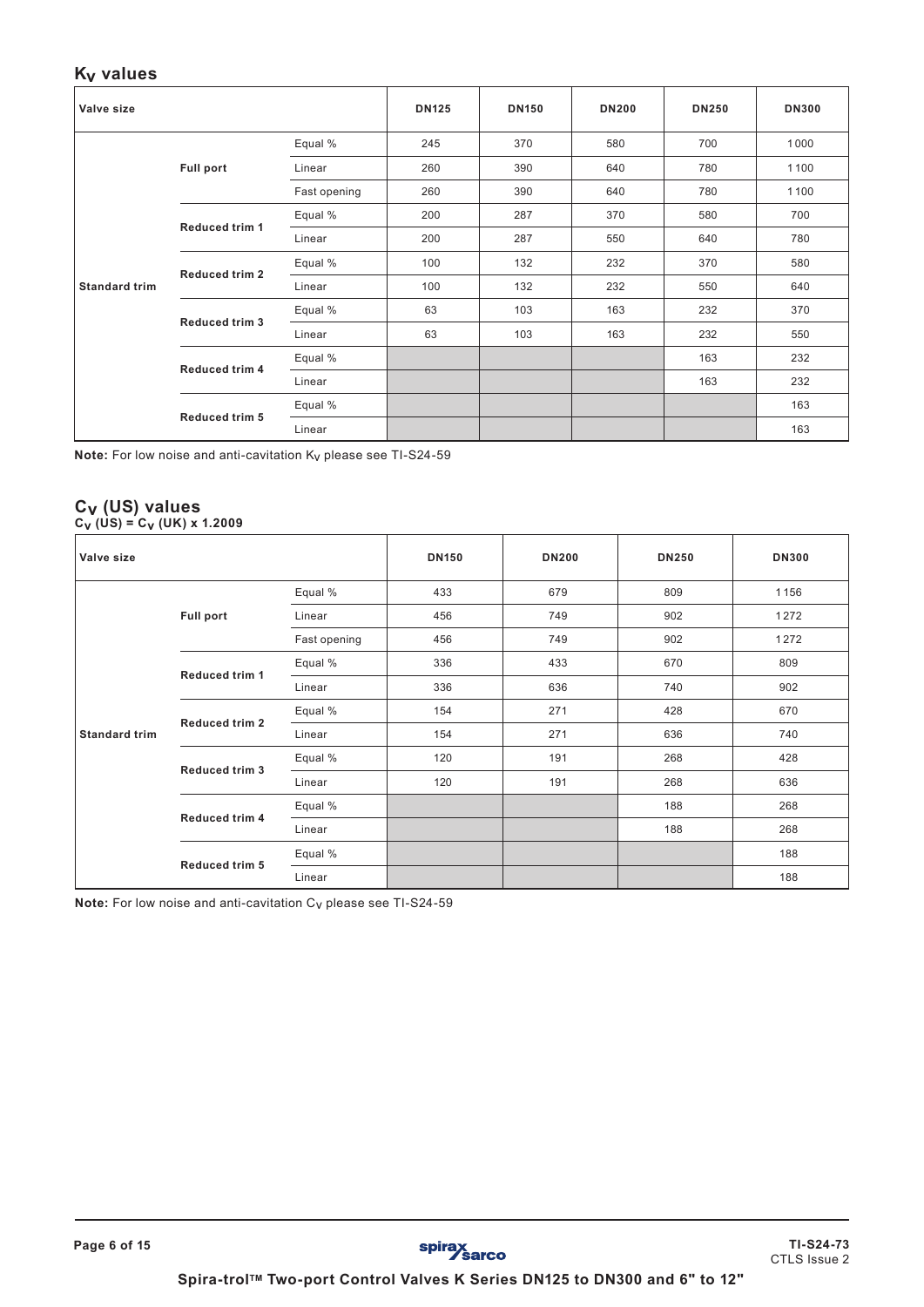## $K_V$ values

| Valve size | | | DN125 | DN150 | DN200 | DN250 | DN300 |
|---|---|---|---|---|---|---|---|
| Standard trim | Full port | Equal % | 245 | 370 | 580 | 700 | 1 000 |
| | | Linear | 260 | 390 | 640 | 780 | 1 100 |
| | | Fast opening | 260 | 390 | 640 | 780 | 1 100 |
| | Reduced trim 1 | Equal % | 200 | 287 | 370 | 580 | 700 |
| | | Linear | 200 | 287 | 550 | 640 | 780 |
| | Reduced trim 2 | Equal % | 100 | 132 | 232 | 370 | 580 |
| | | Linear | 100 | 132 | 232 | 550 | 640 |
| | Reduced trim 3 | Equal % | 63 | 103 | 163 | 232 | 370 |
| | | Linear | 63 | 103 | 163 | 232 | 550 |
| | Reduced trim 4 | Equal % | | | | 163 | 232 |
| | | Linear | | | | 163 | 232 |
| | Reduced trim 5 | Equal % | | | | | 163 |
| | | Linear | | | | | 163 |

**Note:** For low noise and anti-cavitation $K_V$ please see TI-S24-59

## $C_V$ (US) values

**$C_V$ (US) = $C_V$ (UK) x 1.2009**

| Valve size | | | DN150 | DN200 | DN250 | DN300 |
|---|---|---|---|---|---|---|
| Standard trim | Full port | Equal % | 433 | 679 | 809 | 1 156 |
| | | Linear | 456 | 749 | 902 | 1 272 |
| | | Fast opening | 456 | 749 | 902 | 1 272 |
| | Reduced trim 1 | Equal % | 336 | 433 | 670 | 809 |
| | | Linear | 336 | 636 | 740 | 902 |
| | Reduced trim 2 | Equal % | 154 | 271 | 428 | 670 |
| | | Linear | 154 | 271 | 636 | 740 |
| | Reduced trim 3 | Equal % | 120 | 191 | 268 | 428 |
| | | Linear | 120 | 191 | 268 | 636 |
| | Reduced trim 4 | Equal % | | | 188 | 268 |
| | | Linear | | | 188 | 268 |
| | Reduced trim 5 | Equal % | | | | 188 |
| | | Linear | | | | 188 |

**Note:** For low noise and anti-cavitation $C_V$ please see TI-S24-59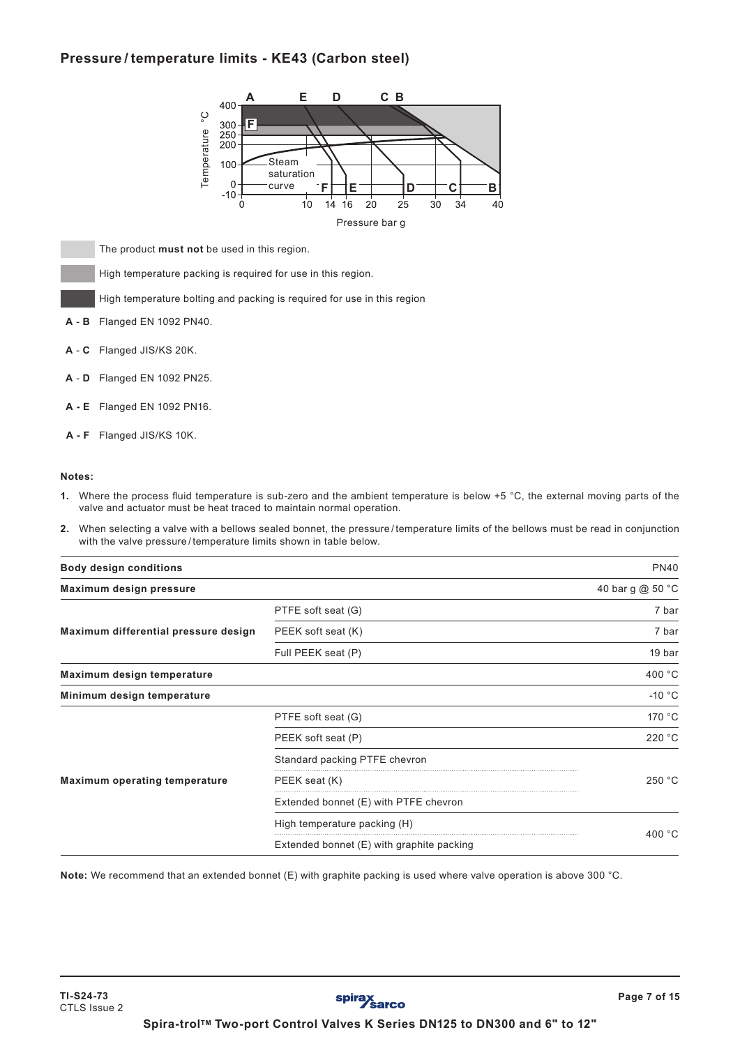## Pressure / temperature limits - KE43 (Carbon steel)

The product **must not** be used in this region.

High temperature packing is required for use in this region.

High temperature bolting and packing is required for use in this region

- **A - B** Flanged EN 1092 PN40.
- **A - C** Flanged JIS/KS 20K.
- **A - D** Flanged EN 1092 PN25.
- **A - E** Flanged EN 1092 PN16.
- **A - F** Flanged JIS/KS 10K.

**Notes:**

1. Where the process fluid temperature is sub-zero and the ambient temperature is below +5 °C, the external moving parts of the valve and actuator must be heat traced to maintain normal operation.
2. When selecting a valve with a bellows sealed bonnet, the pressure / temperature limits of the bellows must be read in conjunction with the valve pressure / temperature limits shown in table below.

| Body design conditions | | PN40 |
|---|---|---|
| **Maximum design pressure** | | 40 bar g @ 50 °C |
| **Maximum differential pressure design** | PTFE soft seat (G) | 7 bar |
| | PEEK soft seat (K) | 7 bar |
| | Full PEEK seat (P) | 19 bar |
| **Maximum design temperature** | | 400 °C |
| **Minimum design temperature** | | -10 °C |
| **Maximum operating temperature** | PTFE soft seat (G) | 170 °C |
| | PEEK soft seat (P) | 220 °C |
| | Standard packing PTFE chevron | 250 °C |
| | PEEK seat (K) | 250 °C |
| | Extended bonnet (E) with PTFE chevron | 250 °C |
| | High temperature packing (H) | 400 °C |
| | Extended bonnet (E) with graphite packing | 400 °C |

**Note:** We recommend that an extended bonnet (E) with graphite packing is used where valve operation is above 300 °C.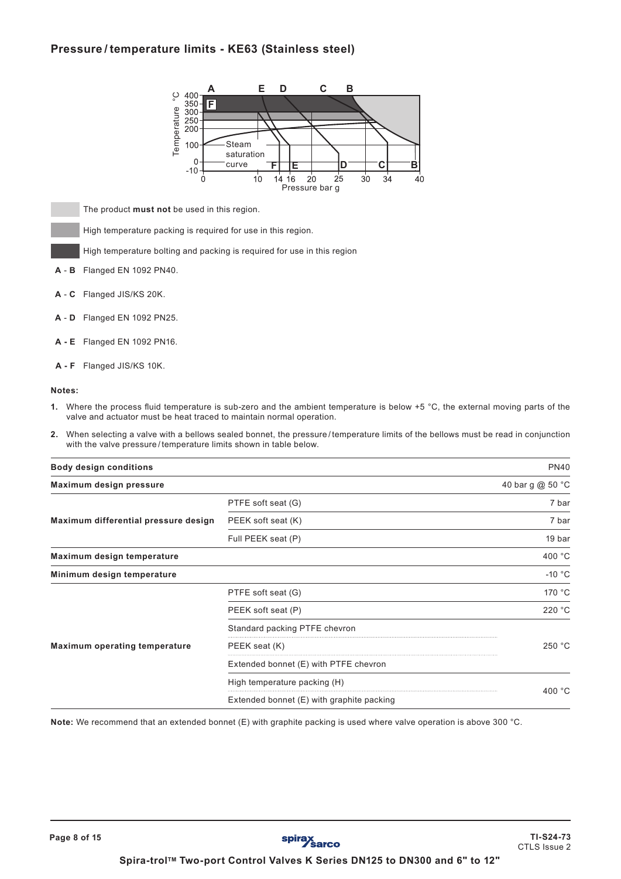## Pressure / temperature limits - KE63 (Stainless steel)

The product **must not** be used in this region.

High temperature packing is required for use in this region.

High temperature bolting and packing is required for use in this region

**A** - **B** Flanged EN 1092 PN40.

**A** - **C** Flanged JIS/KS 20K.

**A** - **D** Flanged EN 1092 PN25.

**A - E** Flanged EN 1092 PN16.

**A - F** Flanged JIS/KS 10K.

**Notes:**

1. Where the process fluid temperature is sub-zero and the ambient temperature is below +5 °C, the external moving parts of the valve and actuator must be heat traced to maintain normal operation.
2. When selecting a valve with a bellows sealed bonnet, the pressure / temperature limits of the bellows must be read in conjunction with the valve pressure / temperature limits shown in table below.

| **Body design conditions** | | PN40 |
|---|---|---|
| **Maximum design pressure** | | 40 bar g @ 50 °C |
| **Maximum differential pressure design** | PTFE soft seat (G) | 7 bar |
| | PEEK soft seat (K) | 7 bar |
| | Full PEEK seat (P) | 19 bar |
| **Maximum design temperature** | | 400 °C |
| **Minimum design temperature** | | -10 °C |
| **Maximum operating temperature** | PTFE soft seat (G) | 170 °C |
| | PEEK soft seat (P) | 220 °C |
| | Standard packing PTFE chevron | 250 °C |
| | PEEK seat (K) | |
| | Extended bonnet (E) with PTFE chevron | |
| | High temperature packing (H) | 400 °C |
| | Extended bonnet (E) with graphite packing | |

**Note:** We recommend that an extended bonnet (E) with graphite packing is used where valve operation is above 300 °C.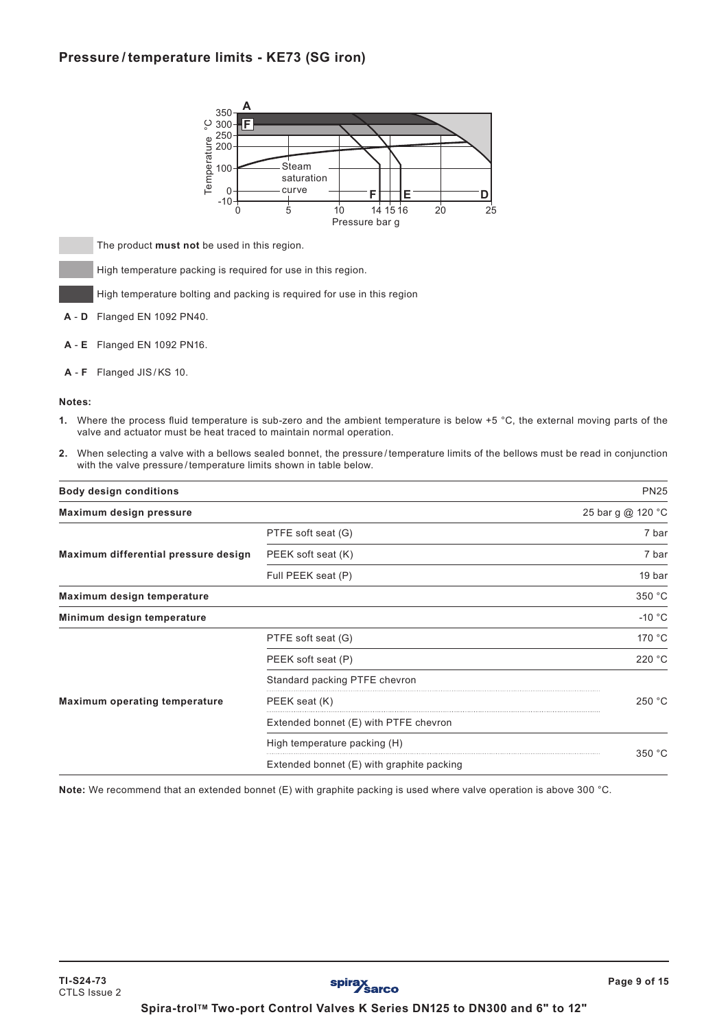## Pressure/temperature limits - KE73 (SG iron)

The product **must not** be used in this region.

High temperature packing is required for use in this region.

High temperature bolting and packing is required for use in this region

**A - D** Flanged EN 1092 PN40.

**A - E** Flanged EN 1092 PN16.

**A - F** Flanged JIS/KS 10.

**Notes:**

1. Where the process fluid temperature is sub-zero and the ambient temperature is below +5 °C, the external moving parts of the valve and actuator must be heat traced to maintain normal operation.
2. When selecting a valve with a bellows sealed bonnet, the pressure/temperature limits of the bellows must be read in conjunction with the valve pressure/temperature limits shown in table below.

| | | |
|---|---|---|
| **Body design conditions** | | PN25 |
| **Maximum design pressure** | | 25 bar g @ 120 °C |
| **Maximum differential pressure design** | PTFE soft seat (G) | 7 bar |
| | PEEK soft seat (K) | 7 bar |
| | Full PEEK seat (P) | 19 bar |
| **Maximum design temperature** | | 350 °C |
| **Minimum design temperature** | | -10 °C |
| **Maximum operating temperature** | PTFE soft seat (G) | 170 °C |
| | PEEK soft seat (P) | 220 °C |
| | Standard packing PTFE chevron | 250 °C |
| | PEEK seat (K) | |
| | Extended bonnet (E) with PTFE chevron | |
| | High temperature packing (H) | 350 °C |
| | Extended bonnet (E) with graphite packing | |

**Note:** We recommend that an extended bonnet (E) with graphite packing is used where valve operation is above 300 °C.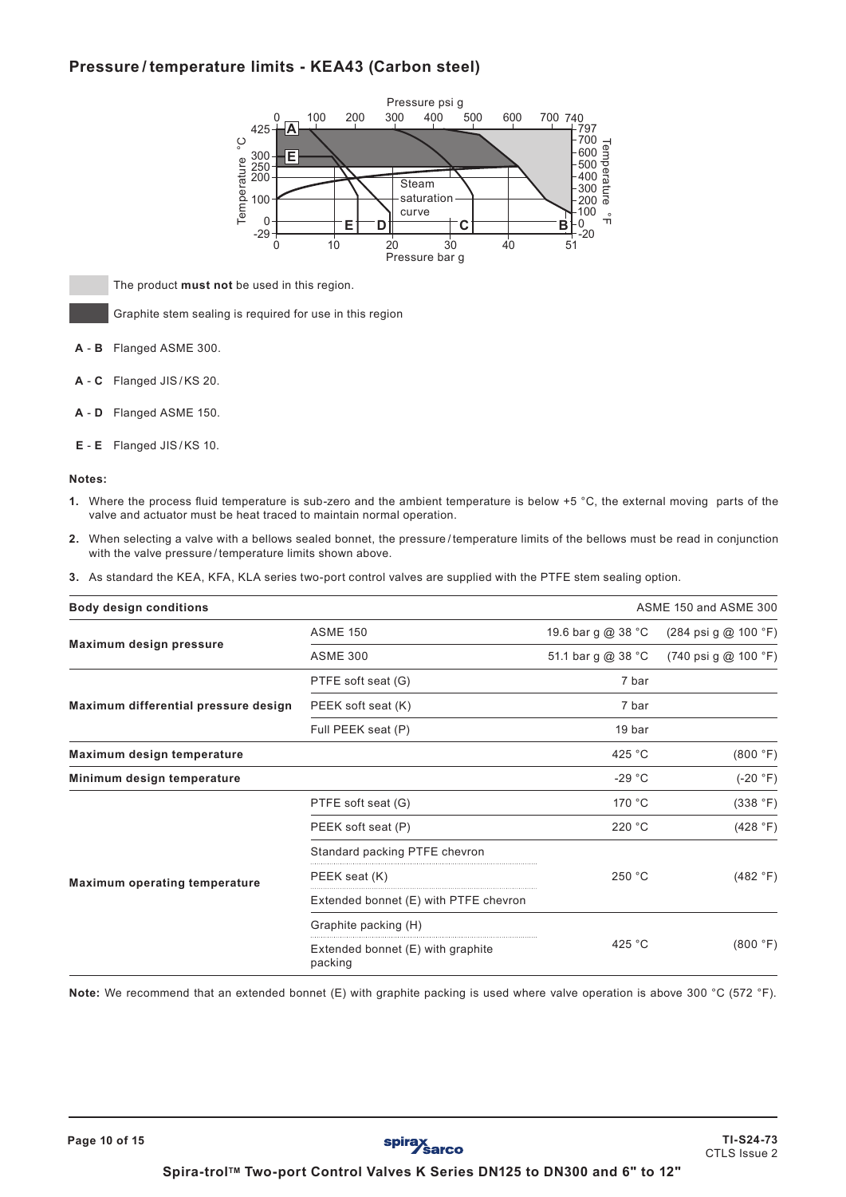## Pressure / temperature limits - KEA43 (Carbon steel)

The product **must not** be used in this region.

Graphite stem sealing is required for use in this region

**A - B** Flanged ASME 300.

**A - C** Flanged JIS / KS 20.

**A - D** Flanged ASME 150.

**E - E** Flanged JIS / KS 10.

**Notes:**

1. Where the process fluid temperature is sub-zero and the ambient temperature is below +5 °C, the external moving parts of the valve and actuator must be heat traced to maintain normal operation.
2. When selecting a valve with a bellows sealed bonnet, the pressure / temperature limits of the bellows must be read in conjunction with the valve pressure / temperature limits shown above.
3. As standard the KEA, KFA, KLA series two-port control valves are supplied with the PTFE stem sealing option.

| **Body design conditions** | | | ASME 150 and ASME 300 |
|---|---|---|---|
| **Maximum design pressure** | ASME 150 | 19.6 bar g @ 38 °C | (284 psi g @ 100 °F) |
| | ASME 300 | 51.1 bar g @ 38 °C | (740 psi g @ 100 °F) |
| **Maximum differential pressure design** | PTFE soft seat (G) | 7 bar | |
| | PEEK soft seat (K) | 7 bar | |
| | Full PEEK seat (P) | 19 bar | |
| **Maximum design temperature** | | 425 °C | (800 °F) |
| **Minimum design temperature** | | -29 °C | (-20 °F) |
| **Maximum operating temperature** | PTFE soft seat (G) | 170 °C | (338 °F) |
| | PEEK soft seat (P) | 220 °C | (428 °F) |
| | Standard packing PTFE chevron | 250 °C | (482 °F) |
| | PEEK seat (K) | | |
| | Extended bonnet (E) with PTFE chevron | | |
| | Graphite packing (H) | 425 °C | (800 °F) |
| | Extended bonnet (E) with graphite packing | | |

**Note:** We recommend that an extended bonnet (E) with graphite packing is used where valve operation is above 300 °C (572 °F).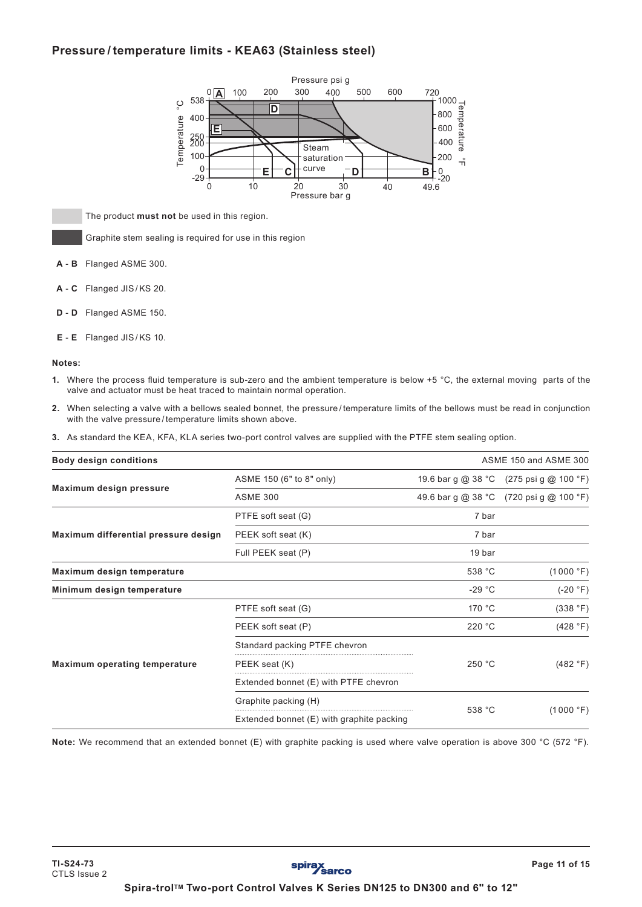## Pressure / temperature limits - KEA63 (Stainless steel)

The product **must not** be used in this region.

Graphite stem sealing is required for use in this region

**A - B** Flanged ASME 300.

**A - C** Flanged JIS / KS 20.

**D - D** Flanged ASME 150.

**E - E** Flanged JIS / KS 10.

**Notes:**

1. Where the process fluid temperature is sub-zero and the ambient temperature is below +5 °C, the external moving parts of the valve and actuator must be heat traced to maintain normal operation.
2. When selecting a valve with a bellows sealed bonnet, the pressure / temperature limits of the bellows must be read in conjunction with the valve pressure / temperature limits shown above.
3. As standard the KEA, KFA, KLA series two-port control valves are supplied with the PTFE stem sealing option.

| **Body design conditions** | | ASME 150 and ASME 300 | |
|---|---|---|---|
| **Maximum design pressure** | ASME 150 (6" to 8" only) | 19.6 bar g @ 38 °C | (275 psi g @ 100 °F) |
| | ASME 300 | 49.6 bar g @ 38 °C | (720 psi g @ 100 °F) |
| **Maximum differential pressure design** | PTFE soft seat (G) | 7 bar | |
| | PEEK soft seat (K) | 7 bar | |
| | Full PEEK seat (P) | 19 bar | |
| **Maximum design temperature** | | 538 °C | (1000 °F) |
| **Minimum design temperature** | | -29 °C | (-20 °F) |
| **Maximum operating temperature** | PTFE soft seat (G) | 170 °C | (338 °F) |
| | PEEK soft seat (P) | 220 °C | (428 °F) |
| | Standard packing PTFE chevron | 250 °C | (482 °F) |
| | PEEK seat (K) | | |
| | Extended bonnet (E) with PTFE chevron | | |
| | Graphite packing (H) | 538 °C | (1000 °F) |
| | Extended bonnet (E) with graphite packing | | |

**Note:** We recommend that an extended bonnet (E) with graphite packing is used where valve operation is above 300 °C (572 °F).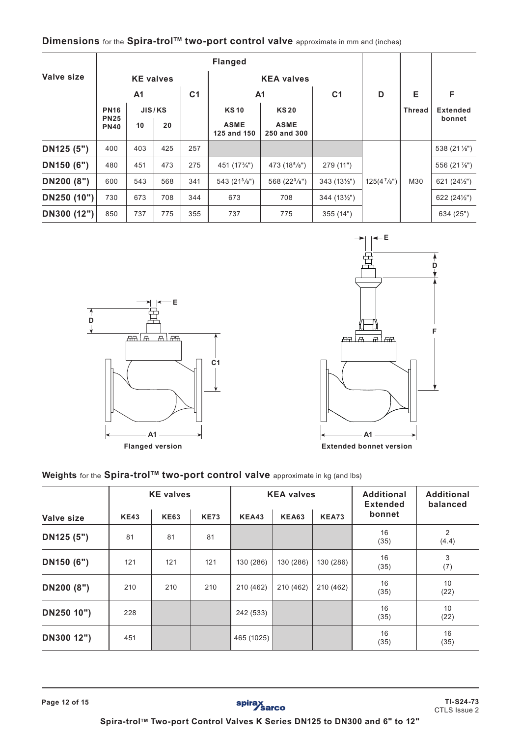## Dimensions for the Spira-trol™ two-port control valve approximate in mm and (inches)

| Valve size | Flanged | | | | | | | D | E | F |
|---|---|---|---|---|---|---|---|---|---|---|
| | KE valves | | | | KEA valves | | | | | |
| | A1 | | | C1 | A1 | | C1 | D | E | F |
| | PN16 PN25 PN40 | JIS/KS 10 | JIS/KS 20 | | KS10 ASME 125 and 150 | KS20 ASME 250 and 300 | | | Thread | Extended bonnet |
| DN125 (5") | 400 | 403 | 425 | 257 | | | | 125(4⅞") | M30 | 538 (21⅛") |
| DN150 (6") | 480 | 451 | 473 | 275 | 451 (17¾") | 473 (18⅝") | 279 (11") | 125(4⅞") | M30 | 556 (21⅞") |
| DN200 (8") | 600 | 543 | 568 | 341 | 543 (21⅜") | 568 (22⅜") | 343 (13½") | 125(4⅞") | M30 | 621 (24½") |
| DN250 (10") | 730 | 673 | 708 | 344 | 673 | 708 | 344 (13½") | 125(4⅞") | M30 | 622 (24½") |
| DN300 (12") | 850 | 737 | 775 | 355 | 737 | 775 | 355 (14") | 125(4⅞") | M30 | 634 (25") |

Flanged version

Extended bonnet version

## Weights for the Spira-trol™ two-port control valve approximate in kg (and lbs)

| Valve size | KE valves | | | KEA valves | | | Additional Extended bonnet | Additional balanced |
|---|---|---|---|---|---|---|---|---|
| | KE43 | KE63 | KE73 | KEA43 | KEA63 | KEA73 | | |
| DN125 (5") | 81 | 81 | 81 | | | | 16 (35) | 2 (4.4) |
| DN150 (6") | 121 | 121 | 121 | 130 (286) | 130 (286) | 130 (286) | 16 (35) | 3 (7) |
| DN200 (8") | 210 | 210 | 210 | 210 (462) | 210 (462) | 210 (462) | 16 (35) | 10 (22) |
| DN250 10") | 228 | | | 242 (533) | | | 16 (35) | 10 (22) |
| DN300 12") | 451 | | | 465 (1025) | | | 16 (35) | 16 (35) |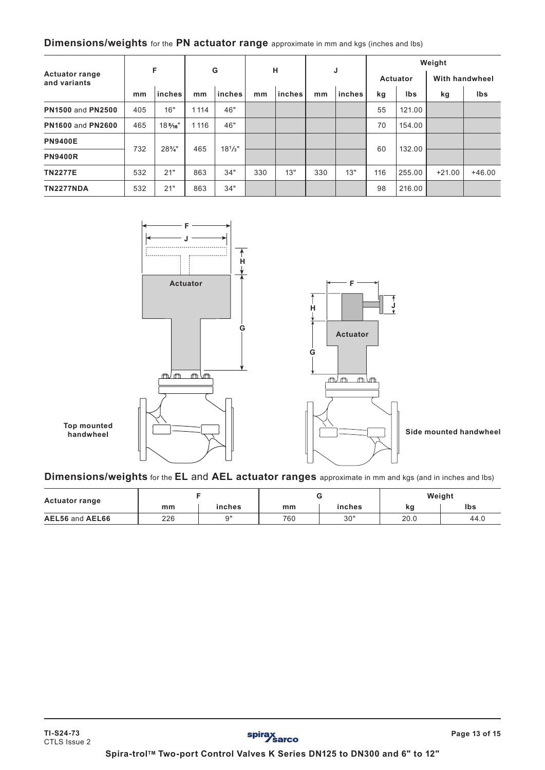## Dimensions/weights for the PN actuator range approximate in mm and kgs (inches and lbs)

| Actuator range and variants | F | | G | | H | | J | | Weight | | | |
|---|---|---|---|---|---|---|---|---|---|---|---|---|
| | | | | | | | | | Actuator | | With handwheel | |
| | mm | inches | mm | inches | mm | inches | mm | inches | kg | lbs | kg | lbs |
| **PN1500** and **PN2500** | 405 | 16" | 1 114 | 46" | | | | | 55 | 121.00 | | |
| **PN1600** and **PN2600** | 465 | 18 5⁄16" | 1 116 | 46" | | | | | 70 | 154.00 | | |
| **PN9400E** | 732 | 28¾" | 465 | 18⅓" | | | | | 60 | 132.00 | | |
| **PN9400R** | | | | | | | | | | | | |
| **TN2277E** | 532 | 21" | 863 | 34" | 330 | 13" | 330 | 13" | 116 | 255.00 | +21.00 | +46.00 |
| **TN2277NDA** | 532 | 21" | 863 | 34" | | | | | 98 | 216.00 | | |

Top mounted handwheel

Side mounted handwheel

## Dimensions/weights for the EL and AEL actuator ranges approximate in mm and kgs (and in inches and lbs)

| Actuator range | F | | G | | Weight | |
|---|---|---|---|---|---|---|
| | mm | inches | mm | inches | kg | lbs |
| **AEL56** and **AEL66** | 226 | 9" | 760 | 30" | 20.0 | 44.0 |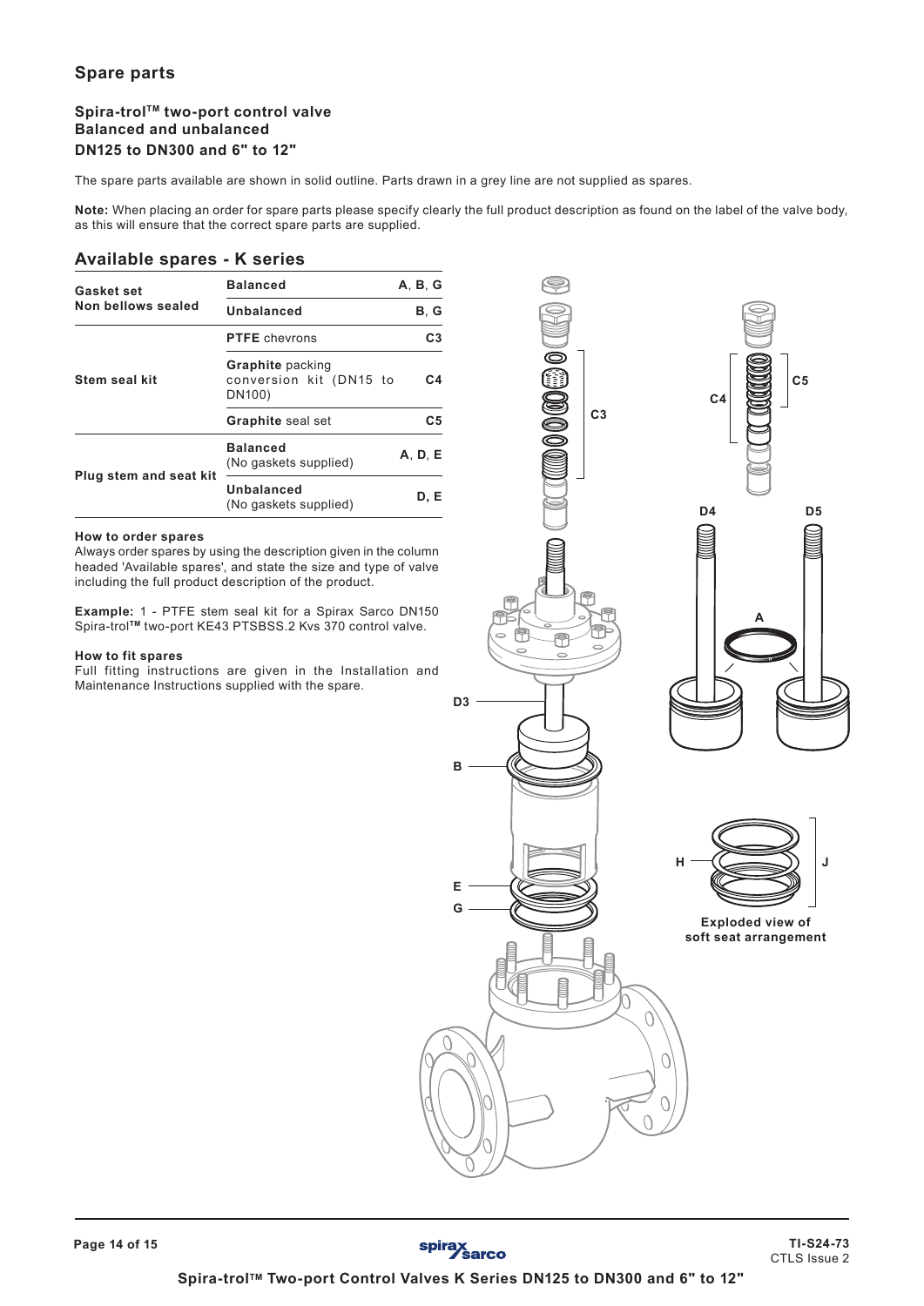## Spare parts

### Spira-trol™ two-port control valve
### Balanced and unbalanced
### DN125 to DN300 and 6" to 12"

The spare parts available are shown in solid outline. Parts drawn in a grey line are not supplied as spares.

**Note:** When placing an order for spare parts please specify clearly the full product description as found on the label of the valve body, as this will ensure that the correct spare parts are supplied.

## Available spares - K series

| | | |
|---|---|---|
| **Gasket set Non bellows sealed** | **Balanced** | **A**, **B**, **G** |
| | **Unbalanced** | **B**, **G** |
| **Stem seal kit** | **PTFE** chevrons | **C3** |
| | **Graphite** packing conversion kit (DN15 to DN100) | **C4** |
| | **Graphite** seal set | **C5** |
| **Plug stem and seat kit** | **Balanced** (No gaskets supplied) | **A**, **D**, **E** |
| | **Unbalanced** (No gaskets supplied) | **D**, **E** |

**How to order spares**

Always order spares by using the description given in the column headed 'Available spares', and state the size and type of valve including the full product description of the product.

**Example:** 1 - PTFE stem seal kit for a Spirax Sarco DN150 Spira-trol™ two-port KE43 PTSBSS.2 Kvs 370 control valve.

**How to fit spares**

Full fitting instructions are given in the Installation and Maintenance Instructions supplied with the spare.

C3 C4 C5 D4 D5 A D3 B E G H J

Exploded view of soft seat arrangement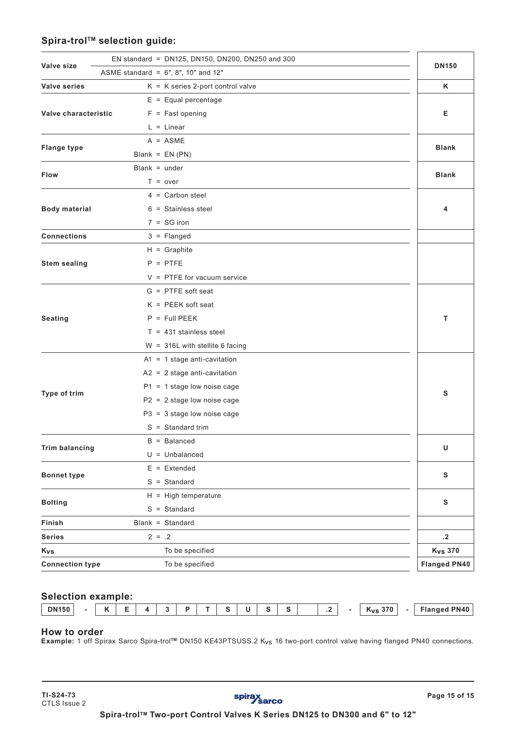## Spira-trol™ selection guide:

| | | |
|---|---|---|
| **Valve size** | EN standard = DN125, DN150, DN200, DN250 and 300<br>ASME standard = 6", 8", 10" and 12" | **DN150** |
| **Valve series** | K = K series 2-port control valve | **K** |
| **Valve characteristic** | E = Equal percentage<br>F = Fast opening<br>L = Linear | **E** |
| **Flange type** | A = ASME<br>Blank = EN (PN) | **Blank** |
| **Flow** | Blank = under<br>T = over | **Blank** |
| **Body material** | 4 = Carbon steel<br>6 = Stainless steel<br>7 = SG iron | **4** |
| **Connections** | 3 = Flanged | |
| **Stem sealing** | H = Graphite<br>P = PTFE<br>V = PTFE for vacuum service | |
| **Seating** | G = PTFE soft seat<br>K = PEEK soft seat<br>P = Full PEEK<br>T = 431 stainless steel<br>W = 316L with stellite 6 facing | **T** |
| **Type of trim** | A1 = 1 stage anti-cavitation<br>A2 = 2 stage anti-cavitation<br>P1 = 1 stage low noise cage<br>P2 = 2 stage low noise cage<br>P3 = 3 stage low noise cage<br>S = Standard trim | **S** |
| **Trim balancing** | B = Balanced<br>U = Unbalanced | **U** |
| **Bonnet type** | E = Extended<br>S = Standard | **S** |
| **Bolting** | H = High temperature<br>S = Standard | **S** |
| **Finish** | Blank = Standard | |
| **Series** | 2 = .2 | **.2** |
| **$K_{VS}$** | To be specified | **$K_{VS}$ 370** |
| **Connection type** | To be specified | **Flanged PN40** |

## Selection example:

| | | | | | | | | | | | | | | | | | |
|---|---|---|---|---|---|---|---|---|---|---|---|---|---|---|---|---|---|
| DN150 | - | K | E | 4 | 3 | P | T | S | U | S | S | | .2 | - | $K_{VS}$ 370 | - | Flanged PN40 |

## How to order

**Example:** 1 off Spirax Sarco Spira-trol**™** DN150 KE43PTSUSS.2 $K_{VS}$ 16 two-port control valve having flanged PN40 connections.